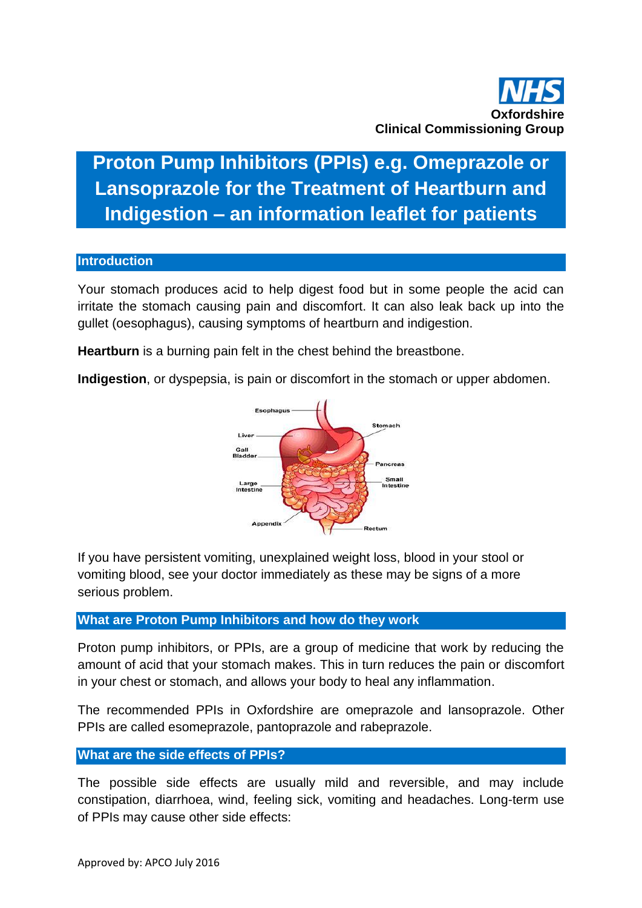**NHS**
**Oxfordshire**
**Clinical Commissioning Group**

# Proton Pump Inhibitors (PPIs) e.g. Omeprazole or Lansoprazole for the Treatment of Heartburn and Indigestion – an information leaflet for patients

## Introduction

Your stomach produces acid to help digest food but in some people the acid can irritate the stomach causing pain and discomfort. It can also leak back up into the gullet (oesophagus), causing symptoms of heartburn and indigestion.

**Heartburn** is a burning pain felt in the chest behind the breastbone.

**Indigestion**, or dyspepsia, is pain or discomfort in the stomach or upper abdomen.

If you have persistent vomiting, unexplained weight loss, blood in your stool or vomiting blood, see your doctor immediately as these may be signs of a more serious problem.

## What are Proton Pump Inhibitors and how do they work

Proton pump inhibitors, or PPIs, are a group of medicine that work by reducing the amount of acid that your stomach makes. This in turn reduces the pain or discomfort in your chest or stomach, and allows your body to heal any inflammation.

The recommended PPIs in Oxfordshire are omeprazole and lansoprazole. Other PPIs are called esomeprazole, pantoprazole and rabeprazole.

## What are the side effects of PPIs?

The possible side effects are usually mild and reversible, and may include constipation, diarrhoea, wind, feeling sick, vomiting and headaches. Long-term use of PPIs may cause other side effects:

Approved by: APCO July 2016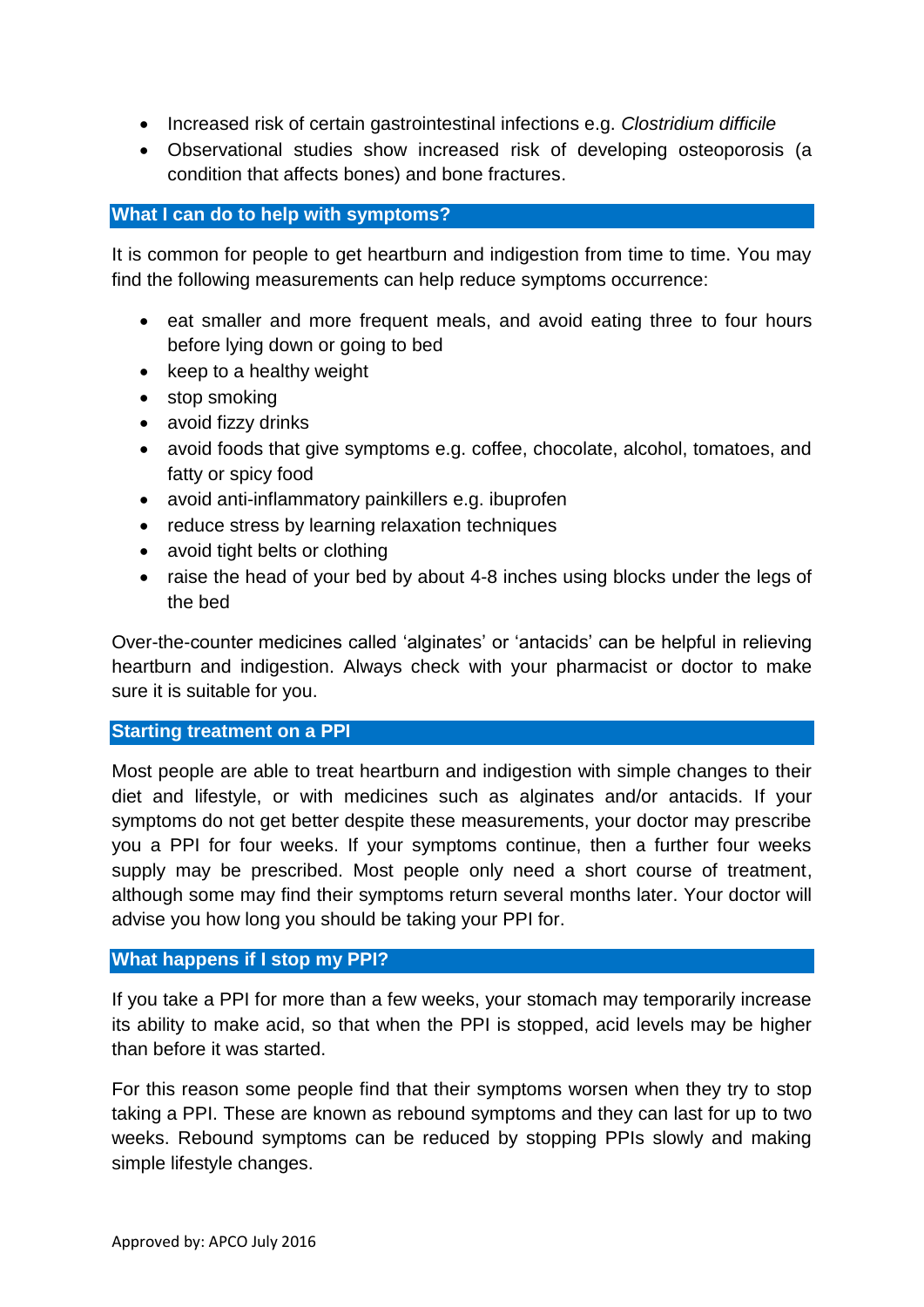- Increased risk of certain gastrointestinal infections e.g. *Clostridium difficile*
- Observational studies show increased risk of developing osteoporosis (a condition that affects bones) and bone fractures.

## What I can do to help with symptoms?

It is common for people to get heartburn and indigestion from time to time. You may find the following measurements can help reduce symptoms occurrence:

- eat smaller and more frequent meals, and avoid eating three to four hours before lying down or going to bed
- keep to a healthy weight
- stop smoking
- avoid fizzy drinks
- avoid foods that give symptoms e.g. coffee, chocolate, alcohol, tomatoes, and fatty or spicy food
- avoid anti-inflammatory painkillers e.g. ibuprofen
- reduce stress by learning relaxation techniques
- avoid tight belts or clothing
- raise the head of your bed by about 4-8 inches using blocks under the legs of the bed

Over-the-counter medicines called 'alginates' or 'antacids' can be helpful in relieving heartburn and indigestion. Always check with your pharmacist or doctor to make sure it is suitable for you.

## Starting treatment on a PPI

Most people are able to treat heartburn and indigestion with simple changes to their diet and lifestyle, or with medicines such as alginates and/or antacids. If your symptoms do not get better despite these measurements, your doctor may prescribe you a PPI for four weeks. If your symptoms continue, then a further four weeks supply may be prescribed. Most people only need a short course of treatment, although some may find their symptoms return several months later. Your doctor will advise you how long you should be taking your PPI for.

## What happens if I stop my PPI?

If you take a PPI for more than a few weeks, your stomach may temporarily increase its ability to make acid, so that when the PPI is stopped, acid levels may be higher than before it was started.

For this reason some people find that their symptoms worsen when they try to stop taking a PPI. These are known as rebound symptoms and they can last for up to two weeks. Rebound symptoms can be reduced by stopping PPIs slowly and making simple lifestyle changes.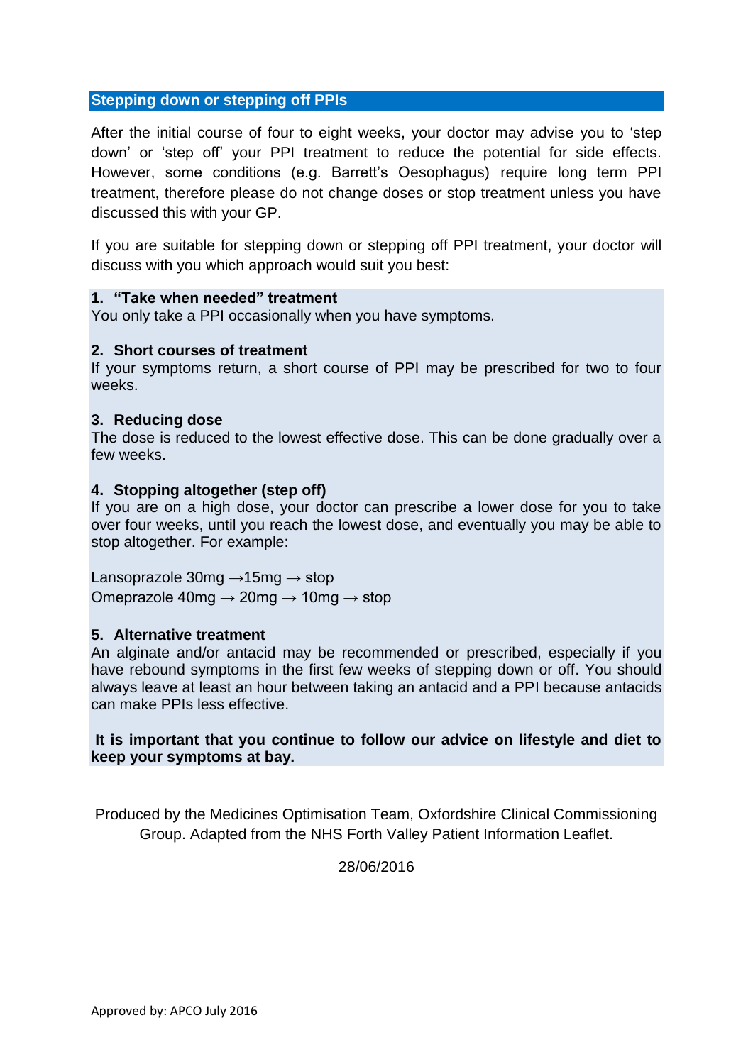## Stepping down or stepping off PPIs

After the initial course of four to eight weeks, your doctor may advise you to ‘step down’ or ‘step off’ your PPI treatment to reduce the potential for side effects. However, some conditions (e.g. Barrett’s Oesophagus) require long term PPI treatment, therefore please do not change doses or stop treatment unless you have discussed this with your GP.

If you are suitable for stepping down or stepping off PPI treatment, your doctor will discuss with you which approach would suit you best:

### 1. “Take when needed” treatment

You only take a PPI occasionally when you have symptoms.

### 2. Short courses of treatment

If your symptoms return, a short course of PPI may be prescribed for two to four weeks.

### 3. Reducing dose

The dose is reduced to the lowest effective dose. This can be done gradually over a few weeks.

### 4. Stopping altogether (step off)

If you are on a high dose, your doctor can prescribe a lower dose for you to take over four weeks, until you reach the lowest dose, and eventually you may be able to stop altogether. For example:

Lansoprazole 30mg →15mg → stop
Omeprazole 40mg → 20mg → 10mg → stop

### 5. Alternative treatment

An alginate and/or antacid may be recommended or prescribed, especially if you have rebound symptoms in the first few weeks of stepping down or off. You should always leave at least an hour between taking an antacid and a PPI because antacids can make PPIs less effective.

**It is important that you continue to follow our advice on lifestyle and diet to keep your symptoms at bay.**

Produced by the Medicines Optimisation Team, Oxfordshire Clinical Commissioning Group. Adapted from the NHS Forth Valley Patient Information Leaflet.

28/06/2016

Approved by: APCO July 2016